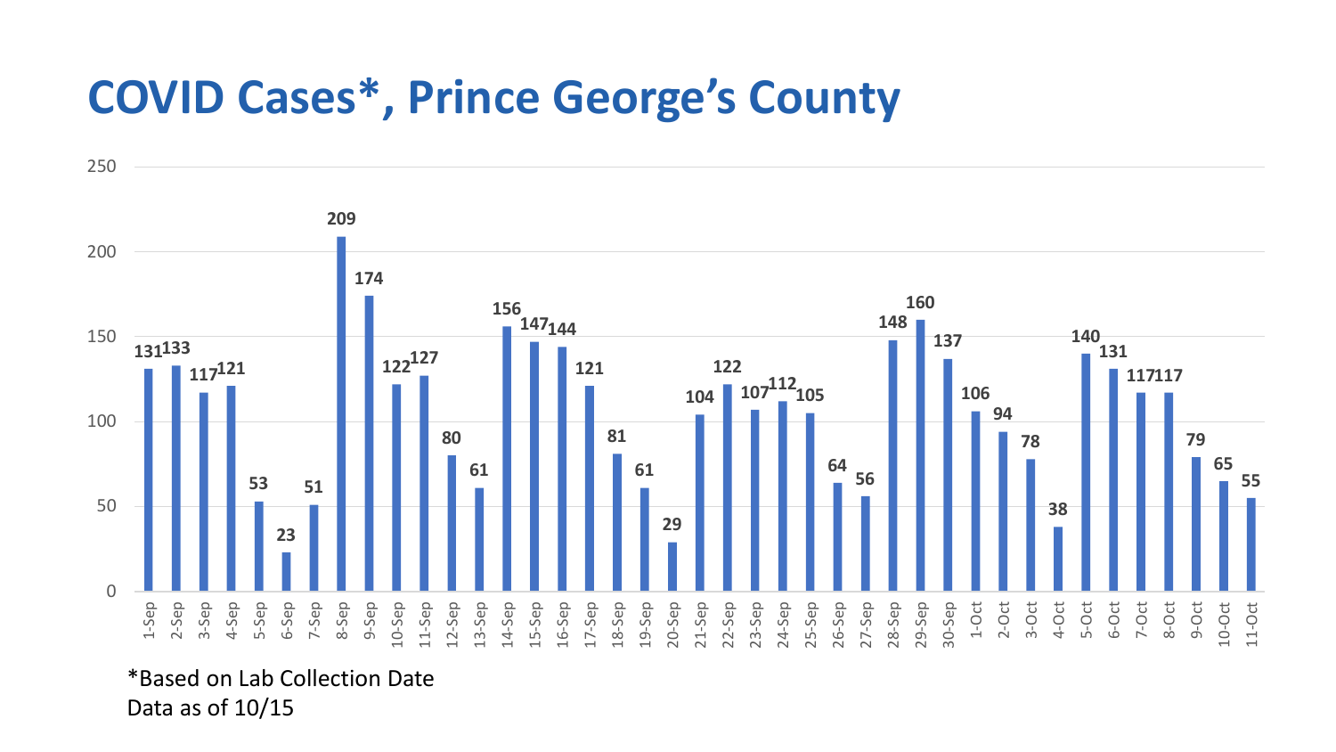# COVID Cases*, Prince George's County

| Date | Cases |
| --- | --- |
| 1-Sep | 131 |
| 2-Sep | 133 |
| 3-Sep | 117 |
| 4-Sep | 121 |
| 5-Sep | 53 |
| 6-Sep | 23 |
| 7-Sep | 51 |
| 8-Sep | 209 |
| 9-Sep | 174 |
| 10-Sep | 122 |
| 11-Sep | 127 |
| 12-Sep | 80 |
| 13-Sep | 61 |
| 14-Sep | 156 |
| 15-Sep | 147 |
| 16-Sep | 144 |
| 17-Sep | 121 |
| 18-Sep | 81 |
| 19-Sep | 61 |
| 20-Sep | 29 |
| 21-Sep | 104 |
| 22-Sep | 122 |
| 23-Sep | 107 |
| 24-Sep | 112 |
| 25-Sep | 105 |
| 26-Sep | 64 |
| 27-Sep | 56 |
| 28-Sep | 148 |
| 29-Sep | 160 |
| 30-Sep | 137 |
| 1-Oct | 106 |
| 2-Oct | 94 |
| 3-Oct | 78 |
| 4-Oct | 38 |
| 5-Oct | 140 |
| 6-Oct | 131 |
| 7-Oct | 117 |
| 8-Oct | 117 |
| 9-Oct | 79 |
| 10-Oct | 65 |
| 11-Oct | 55 |

*Based on Lab Collection Date
Data as of 10/15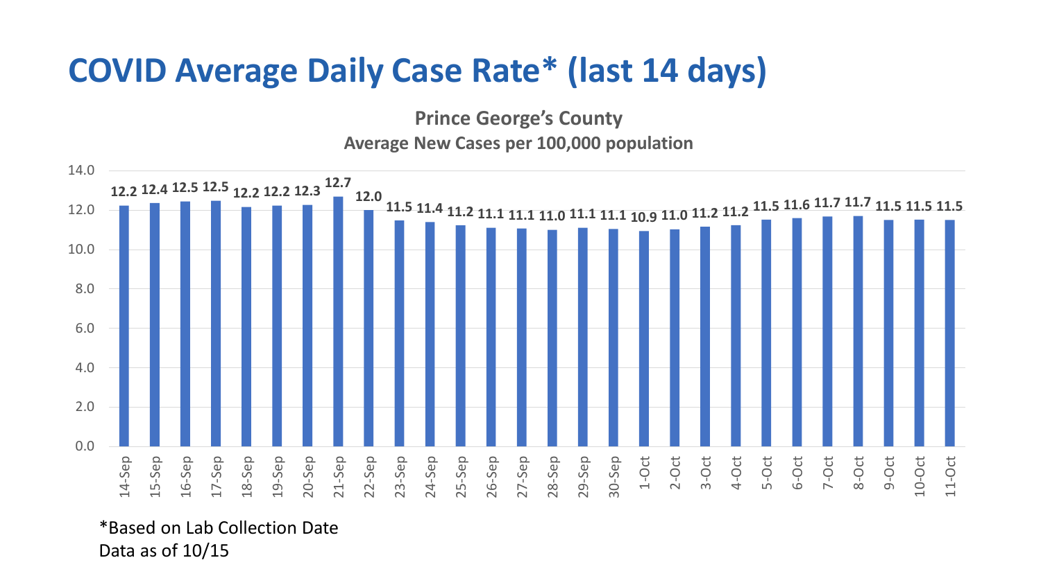# COVID Average Daily Case Rate* (last 14 days)

**Prince George's County**

**Average New Cases per 100,000 population**

| Date | Average New Cases per 100,000 |
|---|---|
| 14-Sep | 12.2 |
| 15-Sep | 12.4 |
| 16-Sep | 12.5 |
| 17-Sep | 12.5 |
| 18-Sep | 12.2 |
| 19-Sep | 12.2 |
| 20-Sep | 12.3 |
| 21-Sep | 12.7 |
| 22-Sep | 12.0 |
| 23-Sep | 11.5 |
| 24-Sep | 11.4 |
| 25-Sep | 11.2 |
| 26-Sep | 11.1 |
| 27-Sep | 11.1 |
| 28-Sep | 11.0 |
| 29-Sep | 11.1 |
| 30-Sep | 11.1 |
| 1-Oct | 10.9 |
| 2-Oct | 11.0 |
| 3-Oct | 11.2 |
| 4-Oct | 11.2 |
| 5-Oct | 11.5 |
| 6-Oct | 11.6 |
| 7-Oct | 11.7 |
| 8-Oct | 11.7 |
| 9-Oct | 11.5 |
| 10-Oct | 11.5 |
| 11-Oct | 11.5 |

*Based on Lab Collection Date

Data as of 10/15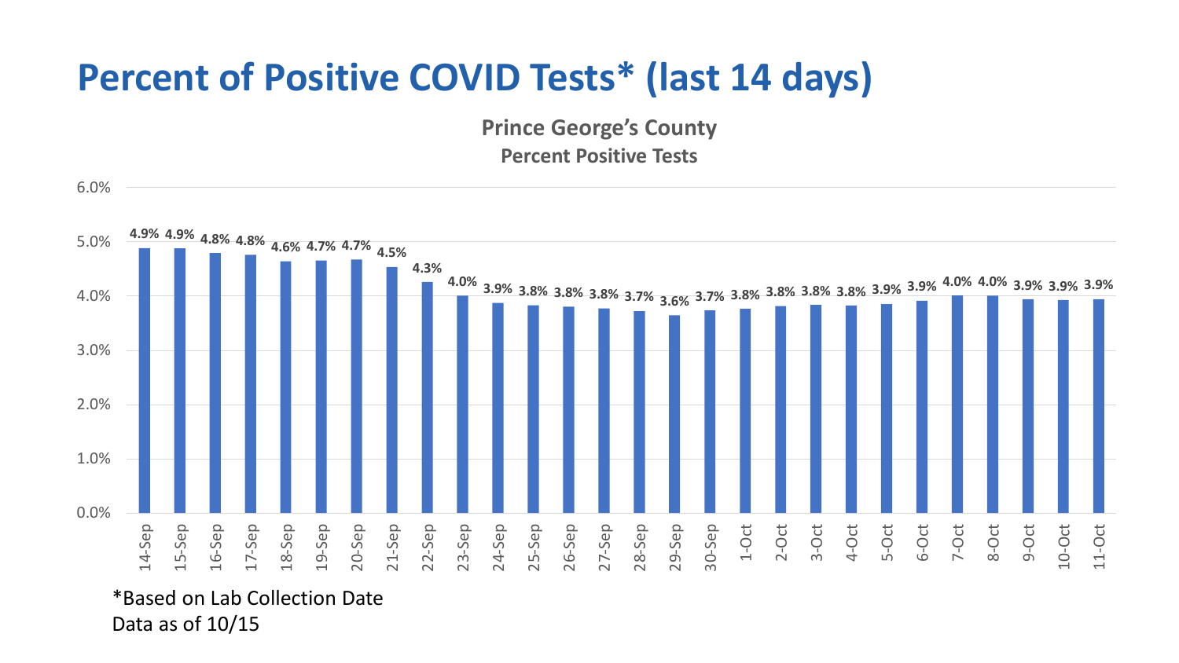# Percent of Positive COVID Tests* (last 14 days)

Prince George's County

Percent Positive Tests

6.0%
5.0%
4.0%
3.0%
2.0%
1.0%
0.0%

4.9% 4.9% 4.8% 4.8% 4.6% 4.7% 4.7% 4.5% 4.3% 4.0% 3.9% 3.8% 3.8% 3.8% 3.7% 3.6% 3.7% 3.8% 3.8% 3.8% 3.8% 3.9% 3.9% 4.0% 4.0% 3.9% 3.9% 3.9%

14-Sep 15-Sep 16-Sep 17-Sep 18-Sep 19-Sep 20-Sep 21-Sep 22-Sep 23-Sep 24-Sep 25-Sep 26-Sep 27-Sep 28-Sep 29-Sep 30-Sep 1-Oct 2-Oct 3-Oct 4-Oct 5-Oct 6-Oct 7-Oct 8-Oct 9-Oct 10-Oct 11-Oct

*Based on Lab Collection Date

Data as of 10/15